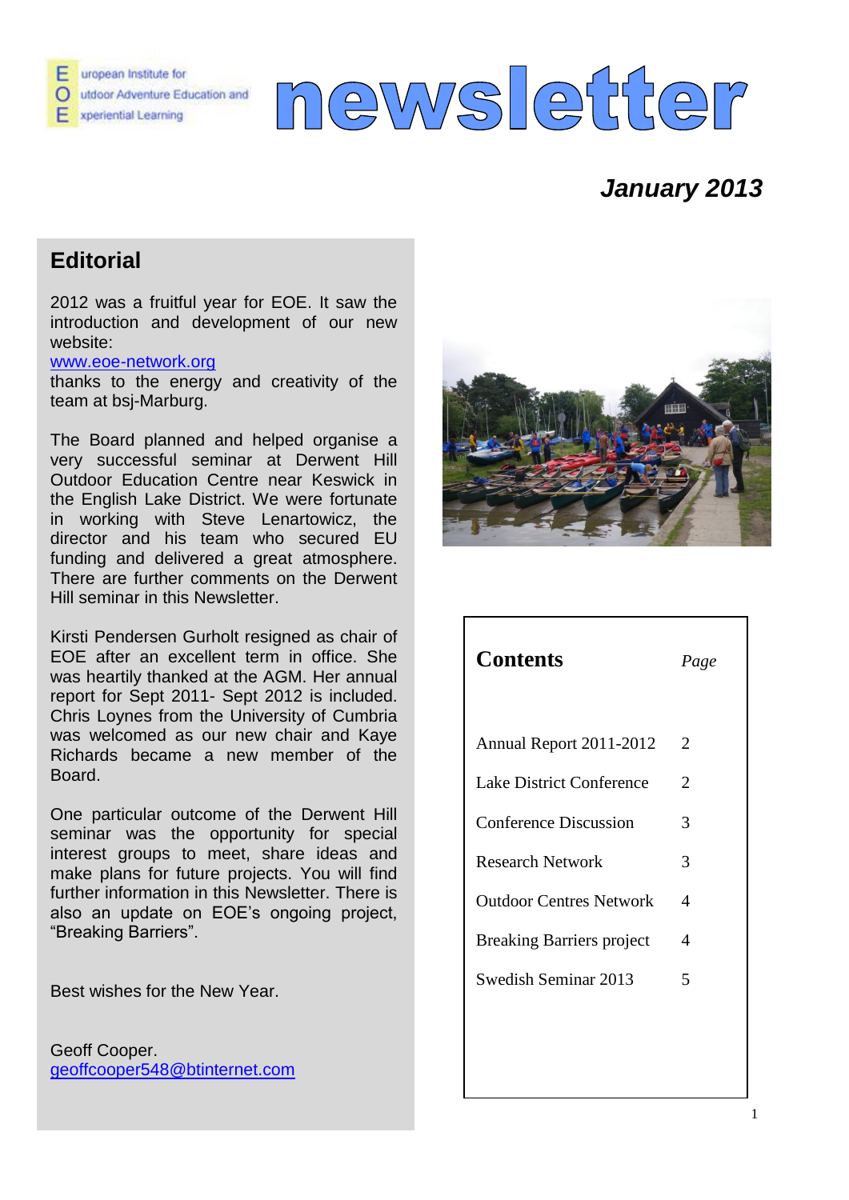European Institute for Outdoor Adventure Education and Experiential Learning

# newsletter

***January 2013***

## Editorial

2012 was a fruitful year for EOE. It saw the introduction and development of our new website:
www.eoe-network.org
thanks to the energy and creativity of the team at bsj-Marburg.

The Board planned and helped organise a very successful seminar at Derwent Hill Outdoor Education Centre near Keswick in the English Lake District. We were fortunate in working with Steve Lenartowicz, the director and his team who secured EU funding and delivered a great atmosphere. There are further comments on the Derwent Hill seminar in this Newsletter.

Kirsti Pendersen Gurholt resigned as chair of EOE after an excellent term in office. She was heartily thanked at the AGM. Her annual report for Sept 2011- Sept 2012 is included. Chris Loynes from the University of Cumbria was welcomed as our new chair and Kaye Richards became a new member of the Board.

One particular outcome of the Derwent Hill seminar was the opportunity for special interest groups to meet, share ideas and make plans for future projects. You will find further information in this Newsletter. There is also an update on EOE's ongoing project, "Breaking Barriers".

Best wishes for the New Year.

Geoff Cooper.
geoffcooper548@btinternet.com

| **Contents** | *Page* |
|---|---|
| Annual Report 2011-2012 | 2 |
| Lake District Conference | 2 |
| Conference Discussion | 3 |
| Research Network | 3 |
| Outdoor Centres Network | 4 |
| Breaking Barriers project | 4 |
| Swedish Seminar 2013 | 5 |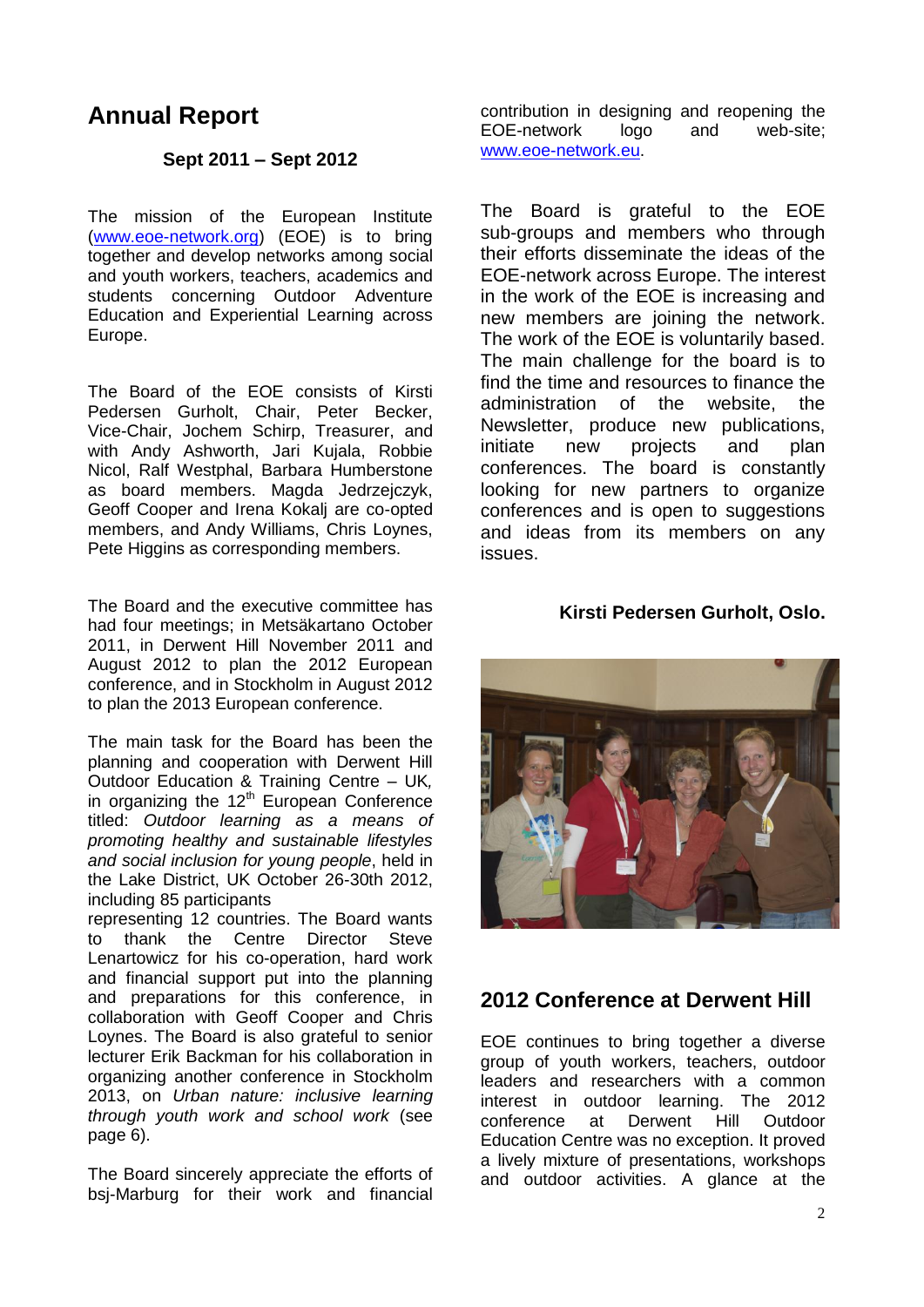# Annual Report

**Sept 2011 – Sept 2012**

The mission of the European Institute (www.eoe-network.org) (EOE) is to bring together and develop networks among social and youth workers, teachers, academics and students concerning Outdoor Adventure Education and Experiential Learning across Europe.

The Board of the EOE consists of Kirsti Pedersen Gurholt, Chair, Peter Becker, Vice-Chair, Jochem Schirp, Treasurer, and with Andy Ashworth, Jari Kujala, Robbie Nicol, Ralf Westphal, Barbara Humberstone as board members. Magda Jedrzejczyk, Geoff Cooper and Irena Kokalj are co-opted members, and Andy Williams, Chris Loynes, Pete Higgins as corresponding members.

The Board and the executive committee has had four meetings; in Metsäkartano October 2011, in Derwent Hill November 2011 and August 2012 to plan the 2012 European conference, and in Stockholm in August 2012 to plan the 2013 European conference.

The main task for the Board has been the planning and cooperation with Derwent Hill Outdoor Education & Training Centre – UK, in organizing the 12th European Conference titled: *Outdoor learning as a means of promoting healthy and sustainable lifestyles and social inclusion for young people*, held in the Lake District, UK October 26-30th 2012, including 85 participants representing 12 countries. The Board wants to thank the Centre Director Steve Lenartowicz for his co-operation, hard work and financial support put into the planning and preparations for this conference, in collaboration with Geoff Cooper and Chris Loynes. The Board is also grateful to senior lecturer Erik Backman for his collaboration in organizing another conference in Stockholm 2013, on *Urban nature: inclusive learning through youth work and school work* (see page 6).

The Board sincerely appreciate the efforts of bsj-Marburg for their work and financial contribution in designing and reopening the EOE-network logo and web-site; www.eoe-network.eu.

The Board is grateful to the EOE sub-groups and members who through their efforts disseminate the ideas of the EOE-network across Europe. The interest in the work of the EOE is increasing and new members are joining the network. The work of the EOE is voluntarily based. The main challenge for the board is to find the time and resources to finance the administration of the website, the Newsletter, produce new publications, initiate new projects and plan conferences. The board is constantly looking for new partners to organize conferences and is open to suggestions and ideas from its members on any issues.

**Kirsti Pedersen Gurholt, Oslo.**

## 2012 Conference at Derwent Hill

EOE continues to bring together a diverse group of youth workers, teachers, outdoor leaders and researchers with a common interest in outdoor learning. The 2012 conference at Derwent Hill Outdoor Education Centre was no exception. It proved a lively mixture of presentations, workshops and outdoor activities. A glance at the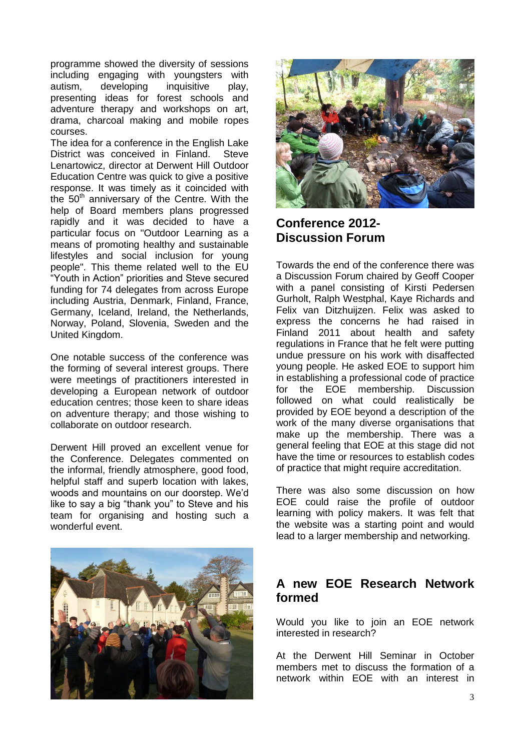programme showed the diversity of sessions including engaging with youngsters with autism, developing inquisitive play, presenting ideas for forest schools and adventure therapy and workshops on art, drama, charcoal making and mobile ropes courses.

The idea for a conference in the English Lake District was conceived in Finland. Steve Lenartowicz, director at Derwent Hill Outdoor Education Centre was quick to give a positive response. It was timely as it coincided with the 50th anniversary of the Centre. With the help of Board members plans progressed rapidly and it was decided to have a particular focus on "Outdoor Learning as a means of promoting healthy and sustainable lifestyles and social inclusion for young people". This theme related well to the EU "Youth in Action" priorities and Steve secured funding for 74 delegates from across Europe including Austria, Denmark, Finland, France, Germany, Iceland, Ireland, the Netherlands, Norway, Poland, Slovenia, Sweden and the United Kingdom.

One notable success of the conference was the forming of several interest groups. There were meetings of practitioners interested in developing a European network of outdoor education centres; those keen to share ideas on adventure therapy; and those wishing to collaborate on outdoor research.

Derwent Hill proved an excellent venue for the Conference. Delegates commented on the informal, friendly atmosphere, good food, helpful staff and superb location with lakes, woods and mountains on our doorstep. We'd like to say a big "thank you" to Steve and his team for organising and hosting such a wonderful event.

## Conference 2012- Discussion Forum

Towards the end of the conference there was a Discussion Forum chaired by Geoff Cooper with a panel consisting of Kirsti Pedersen Gurholt, Ralph Westphal, Kaye Richards and Felix van Ditzhuijzen. Felix was asked to express the concerns he had raised in Finland 2011 about health and safety regulations in France that he felt were putting undue pressure on his work with disaffected young people. He asked EOE to support him in establishing a professional code of practice for the EOE membership. Discussion followed on what could realistically be provided by EOE beyond a description of the work of the many diverse organisations that make up the membership. There was a general feeling that EOE at this stage did not have the time or resources to establish codes of practice that might require accreditation.

There was also some discussion on how EOE could raise the profile of outdoor learning with policy makers. It was felt that the website was a starting point and would lead to a larger membership and networking.

## A new EOE Research Network formed

Would you like to join an EOE network interested in research?

At the Derwent Hill Seminar in October members met to discuss the formation of a network within EOE with an interest in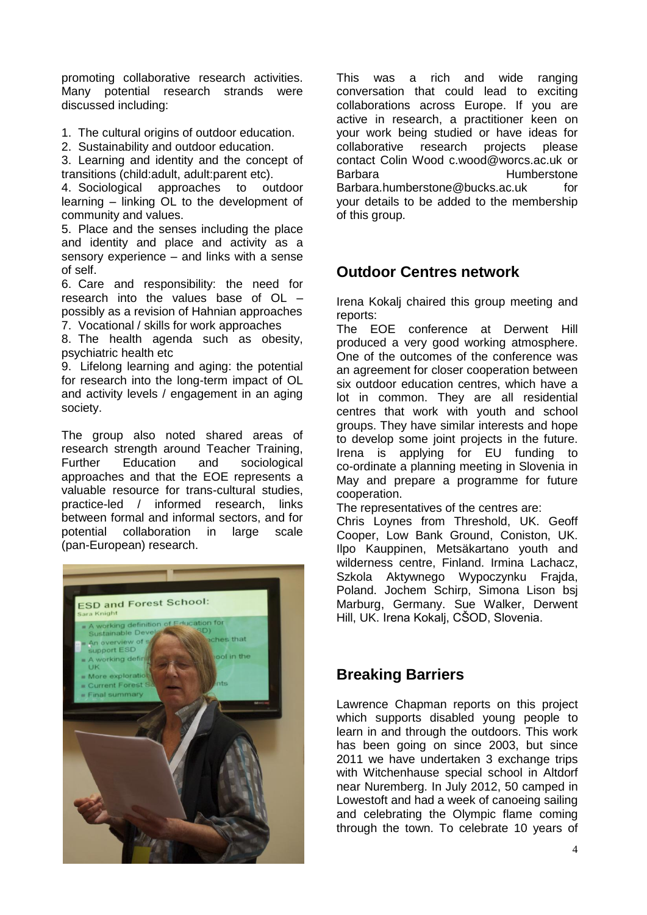promoting collaborative research activities. Many potential research strands were discussed including:

1. The cultural origins of outdoor education.
2. Sustainability and outdoor education.
3. Learning and identity and the concept of transitions (child:adult, adult:parent etc).
4. Sociological approaches to outdoor learning – linking OL to the development of community and values.
5. Place and the senses including the place and identity and place and activity as a sensory experience – and links with a sense of self.
6. Care and responsibility: the need for research into the values base of OL – possibly as a revision of Hahnian approaches
7. Vocational / skills for work approaches
8. The health agenda such as obesity, psychiatric health etc
9. Lifelong learning and aging: the potential for research into the long-term impact of OL and activity levels / engagement in an aging society.

The group also noted shared areas of research strength around Teacher Training, Further Education and sociological approaches and that the EOE represents a valuable resource for trans-cultural studies, practice-led / informed research, links between formal and informal sectors, and for potential collaboration in large scale (pan-European) research.

This was a rich and wide ranging conversation that could lead to exciting collaborations across Europe. If you are active in research, a practitioner keen on your work being studied or have ideas for collaborative research projects please contact Colin Wood c.wood@worcs.ac.uk or Barbara Humberstone Barbara.humberstone@bucks.ac.uk for your details to be added to the membership of this group.

## Outdoor Centres network

Irena Kokalj chaired this group meeting and reports:

The EOE conference at Derwent Hill produced a very good working atmosphere. One of the outcomes of the conference was an agreement for closer cooperation between six outdoor education centres, which have a lot in common. They are all residential centres that work with youth and school groups. They have similar interests and hope to develop some joint projects in the future. Irena is applying for EU funding to co-ordinate a planning meeting in Slovenia in May and prepare a programme for future cooperation.

The representatives of the centres are:

Chris Loynes from Threshold, UK. Geoff Cooper, Low Bank Ground, Coniston, UK. Ilpo Kauppinen, Metsäkartano youth and wilderness centre, Finland. Irmina Lachacz, Szkola Aktywnego Wypoczynku Frajda, Poland. Jochem Schirp, Simona Lison bsj Marburg, Germany. Sue Walker, Derwent Hill, UK. Irena Kokalj, CŠOD, Slovenia.

## Breaking Barriers

Lawrence Chapman reports on this project which supports disabled young people to learn in and through the outdoors. This work has been going on since 2003, but since 2011 we have undertaken 3 exchange trips with Witchenhause special school in Altdorf near Nuremberg. In July 2012, 50 camped in Lowestoft and had a week of canoeing sailing and celebrating the Olympic flame coming through the town. To celebrate 10 years of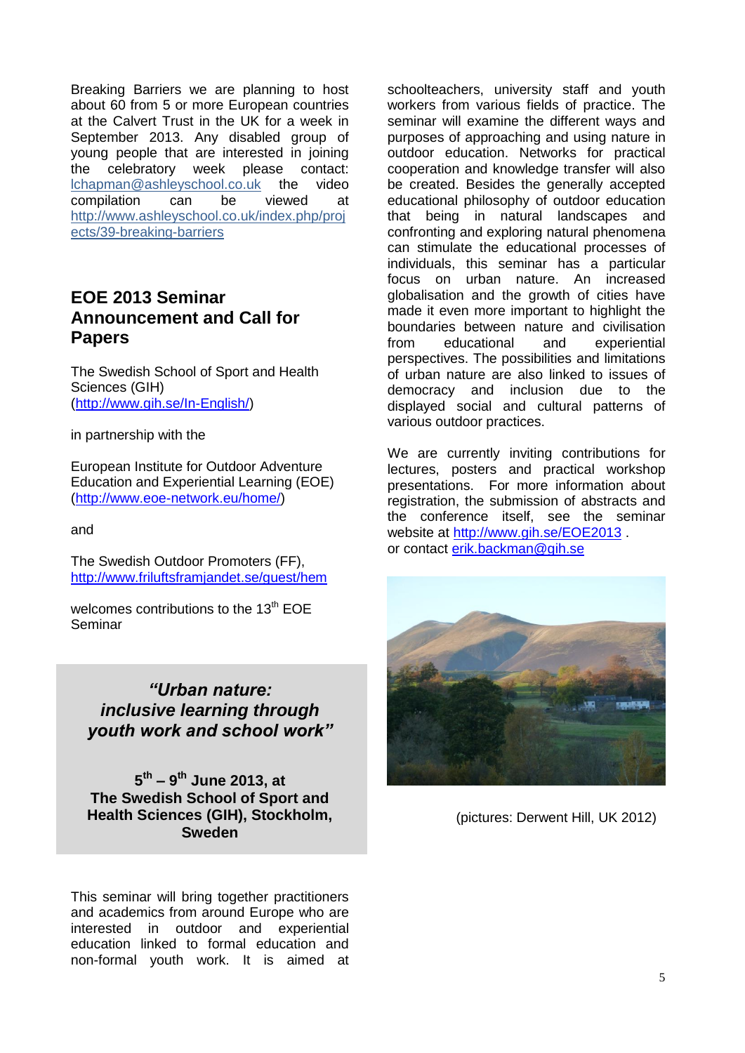Breaking Barriers we are planning to host about 60 from 5 or more European countries at the Calvert Trust in the UK for a week in September 2013. Any disabled group of young people that are interested in joining the celebratory week please contact: lchapman@ashleyschool.co.uk the video compilation can be viewed at http://www.ashleyschool.co.uk/index.php/projects/39-breaking-barriers

## EOE 2013 Seminar Announcement and Call for Papers

The Swedish School of Sport and Health Sciences (GIH) (http://www.gih.se/In-English/)

in partnership with the

European Institute for Outdoor Adventure Education and Experiential Learning (EOE) (http://www.eoe-network.eu/home/)

and

The Swedish Outdoor Promoters (FF), http://www.friluftsframjandet.se/guest/hem

welcomes contributions to the 13th EOE Seminar

***"Urban nature: inclusive learning through youth work and school work"***

**5th – 9th June 2013, at The Swedish School of Sport and Health Sciences (GIH), Stockholm, Sweden**

This seminar will bring together practitioners and academics from around Europe who are interested in outdoor and experiential education linked to formal education and non-formal youth work. It is aimed at schoolteachers, university staff and youth workers from various fields of practice. The seminar will examine the different ways and purposes of approaching and using nature in outdoor education. Networks for practical cooperation and knowledge transfer will also be created. Besides the generally accepted educational philosophy of outdoor education that being in natural landscapes and confronting and exploring natural phenomena can stimulate the educational processes of individuals, this seminar has a particular focus on urban nature. An increased globalisation and the growth of cities have made it even more important to highlight the boundaries between nature and civilisation from educational and experiential perspectives. The possibilities and limitations of urban nature are also linked to issues of democracy and inclusion due to the displayed social and cultural patterns of various outdoor practices.

We are currently inviting contributions for lectures, posters and practical workshop presentations. For more information about registration, the submission of abstracts and the conference itself, see the seminar website at http://www.gih.se/EOE2013 .
or contact erik.backman@gih.se

(pictures: Derwent Hill, UK 2012)